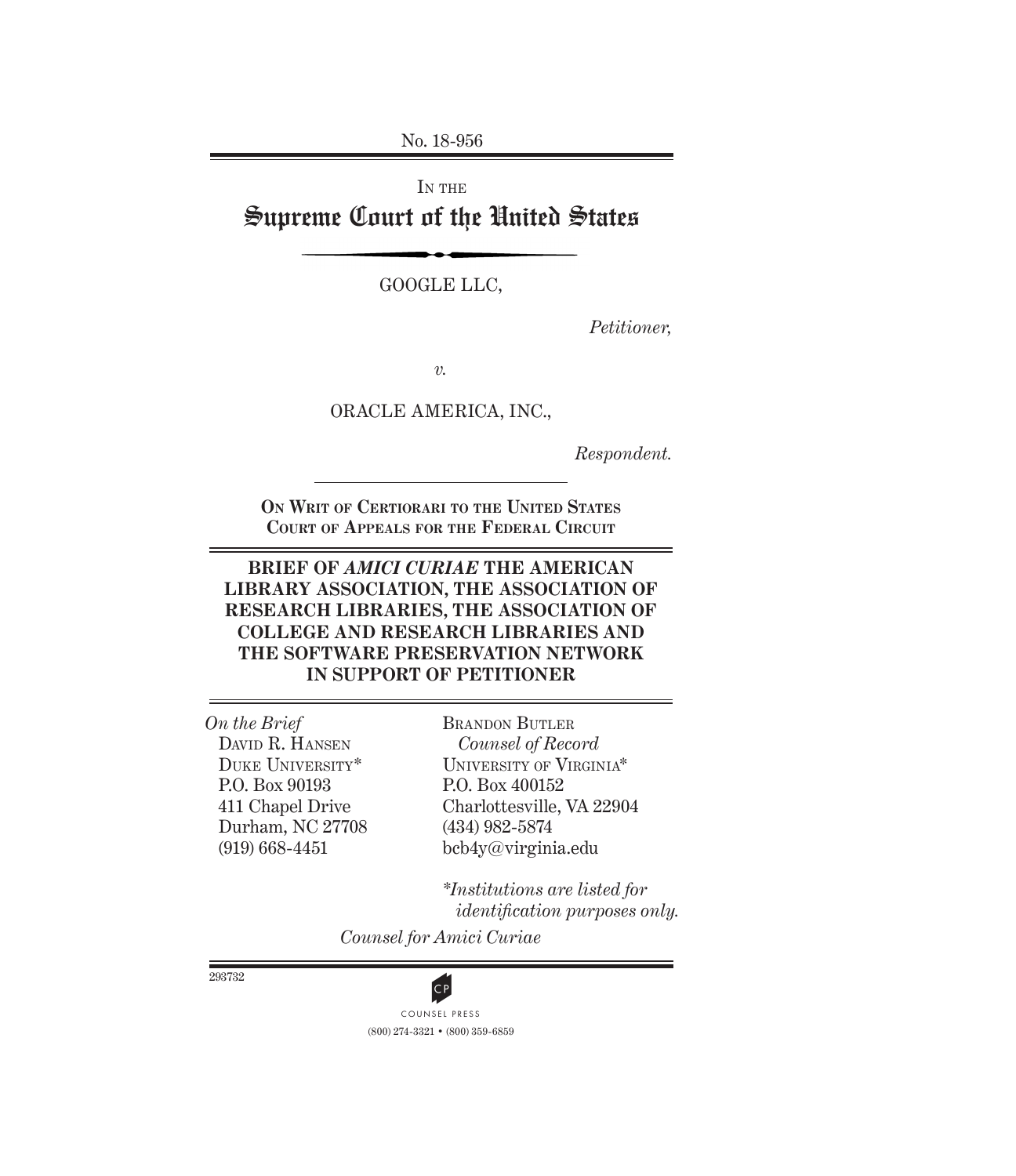No. 18-956

IN THE

# Supreme Court of the United States

GOOGLE LLC,

*Petitioner,*

*v.*

ORACLE AMERICA, INC.,

*Respondent.*

**ON WRIT OF CERTIORARI TO THE UNITED STATES COURT OF APPEALS FOR THE FEDERAL CIRCUIT**

**BRIEF OF *AMICI CURIAE* THE AMERICAN LIBRARY ASSOCIATION, THE ASSOCIATION OF RESEARCH LIBRARIES, THE ASSOCIATION OF COLLEGE AND RESEARCH LIBRARIES AND THE SOFTWARE PRESERVATION NETWORK IN SUPPORT OF PETITIONER**

*On the Brief*
DAVID R. HANSEN
DUKE UNIVERSITY*
P.O. Box 90193
411 Chapel Drive
Durham, NC 27708
(919) 668-4451

BRANDON BUTLER
*Counsel of Record*
UNIVERSITY OF VIRGINIA*
P.O. Box 400152
Charlottesville, VA 22904
(434) 982-5874
bcb4y@virginia.edu

**Institutions are listed for identification purposes only.*

*Counsel for Amici Curiae*

293732

COUNSEL PRESS
(800) 274-3321 • (800) 359-6859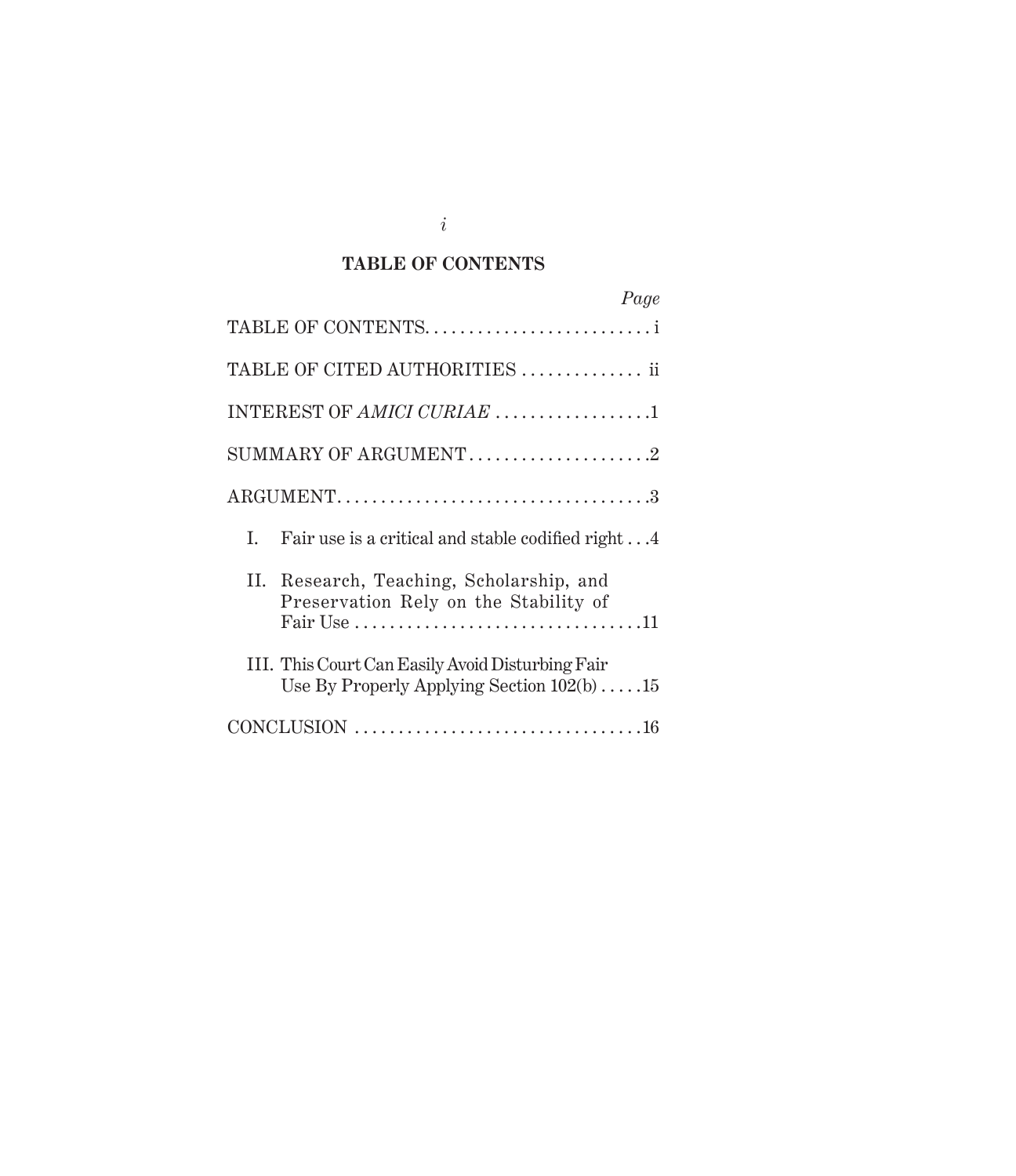## TABLE OF CONTENTS

| | *Page* |
|---|---|
| TABLE OF CONTENTS | i |
| TABLE OF CITED AUTHORITIES | ii |
| INTEREST OF *AMICI CURIAE* | 1 |
| SUMMARY OF ARGUMENT | 2 |
| ARGUMENT | 3 |
| I. Fair use is a critical and stable codified right | 4 |
| II. Research, Teaching, Scholarship, and Preservation Rely on the Stability of Fair Use | 11 |
| III. This Court Can Easily Avoid Disturbing Fair Use By Properly Applying Section 102(b) | 15 |
| CONCLUSION | 16 |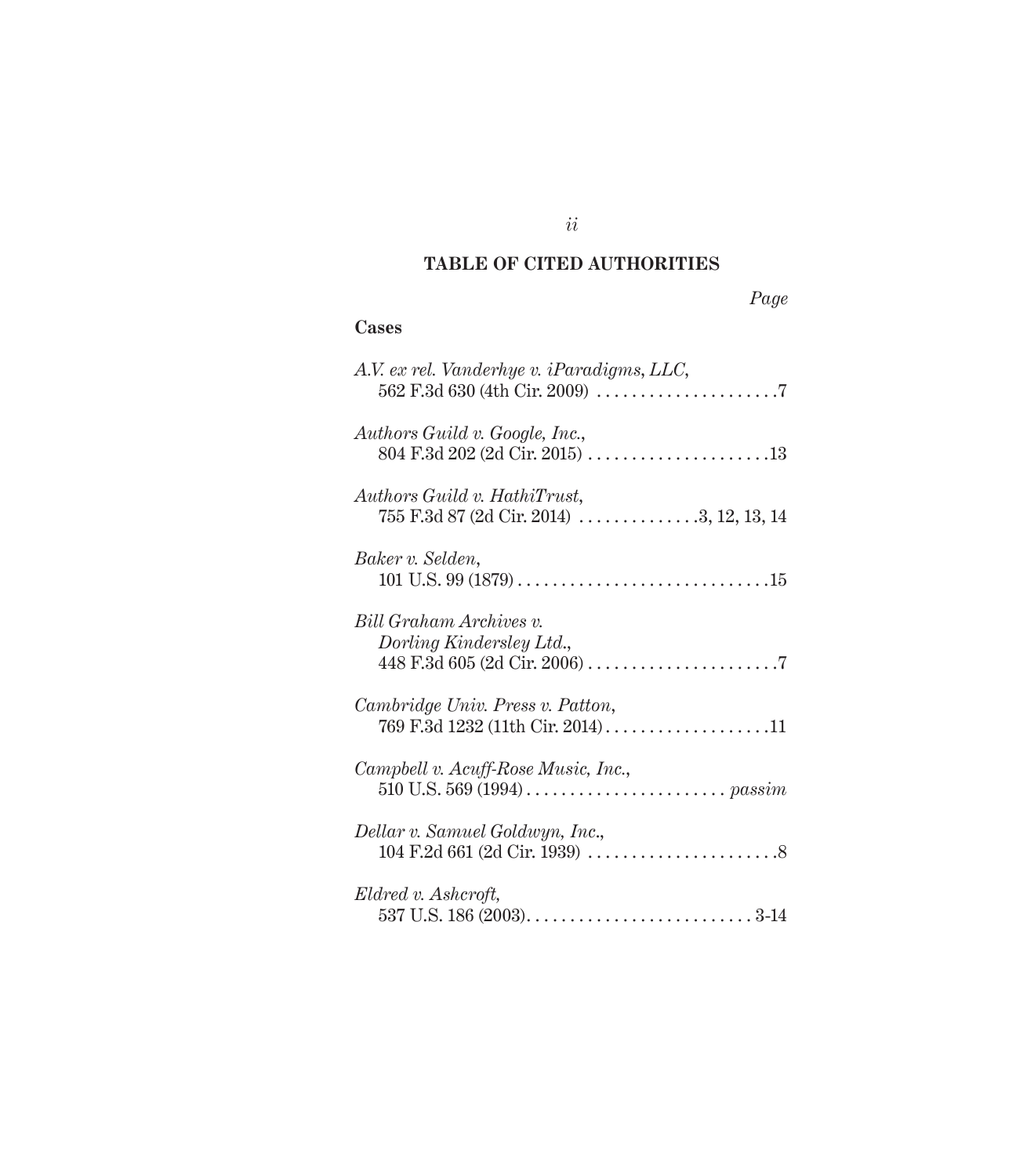## TABLE OF CITED AUTHORITIES

*Page*

### Cases

*A.V. ex rel. Vanderhye v. iParadigms, LLC*, 562 F.3d 630 (4th Cir. 2009) . . . . . . . . . . . . . . . . . . . . . 7

*Authors Guild v. Google, Inc.*, 804 F.3d 202 (2d Cir. 2015) . . . . . . . . . . . . . . . . . . . . . 13

*Authors Guild v. HathiTrust*, 755 F.3d 87 (2d Cir. 2014) . . . . . . . . . . . . . . 3, 12, 13, 14

*Baker v. Selden*, 101 U.S. 99 (1879) . . . . . . . . . . . . . . . . . . . . . . . . . . . . . 15

*Bill Graham Archives v. Dorling Kindersley Ltd.*, 448 F.3d 605 (2d Cir. 2006) . . . . . . . . . . . . . . . . . . . . . . 7

*Cambridge Univ. Press v. Patton*, 769 F.3d 1232 (11th Cir. 2014) . . . . . . . . . . . . . . . . . . . 11

*Campbell v. Acuff-Rose Music, Inc.*, 510 U.S. 569 (1994) . . . . . . . . . . . . . . . . . . . . . . . *passim*

*Dellar v. Samuel Goldwyn, Inc.*, 104 F.2d 661 (2d Cir. 1939) . . . . . . . . . . . . . . . . . . . . . . 8

*Eldred v. Ashcroft*, 537 U.S. 186 (2003) . . . . . . . . . . . . . . . . . . . . . . . . . . 3-14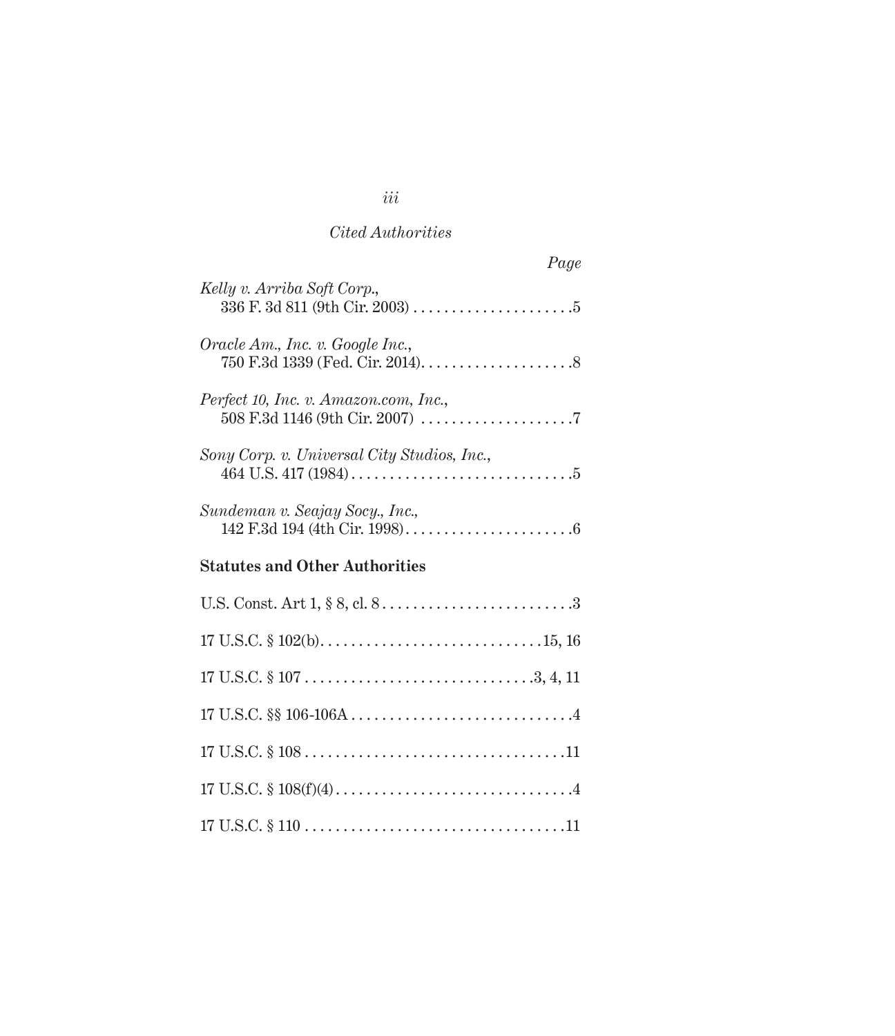*Cited Authorities*

*Page*

*Kelly v. Arriba Soft Corp.*,
336 F. 3d 811 (9th Cir. 2003) . . . . . . . . . . . . . . . . . . . . .5

*Oracle Am., Inc. v. Google Inc.*,
750 F.3d 1339 (Fed. Cir. 2014). . . . . . . . . . . . . . . . . . . .8

*Perfect 10, Inc. v. Amazon.com, Inc.*,
508 F.3d 1146 (9th Cir. 2007) . . . . . . . . . . . . . . . . . . . .7

*Sony Corp. v. Universal City Studios, Inc.*,
464 U.S. 417 (1984) . . . . . . . . . . . . . . . . . . . . . . . . . . . .5

*Sundeman v. Seajay Socy., Inc.,*
142 F.3d 194 (4th Cir. 1998). . . . . . . . . . . . . . . . . . . . . .6

**Statutes and Other Authorities**

U.S. Const. Art 1, § 8, cl. 8 . . . . . . . . . . . . . . . . . . . . . . . . .3

17 U.S.C. § 102(b). . . . . . . . . . . . . . . . . . . . . . . . . . . . .15, 16

17 U.S.C. § 107 . . . . . . . . . . . . . . . . . . . . . . . . . . . . . .3, 4, 11

17 U.S.C. §§ 106-106A . . . . . . . . . . . . . . . . . . . . . . . . . . . . .4

17 U.S.C. § 108 . . . . . . . . . . . . . . . . . . . . . . . . . . . . . . . . . .11

17 U.S.C. § 108(f)(4) . . . . . . . . . . . . . . . . . . . . . . . . . . . . . . .4

17 U.S.C. § 110 . . . . . . . . . . . . . . . . . . . . . . . . . . . . . . . . . .11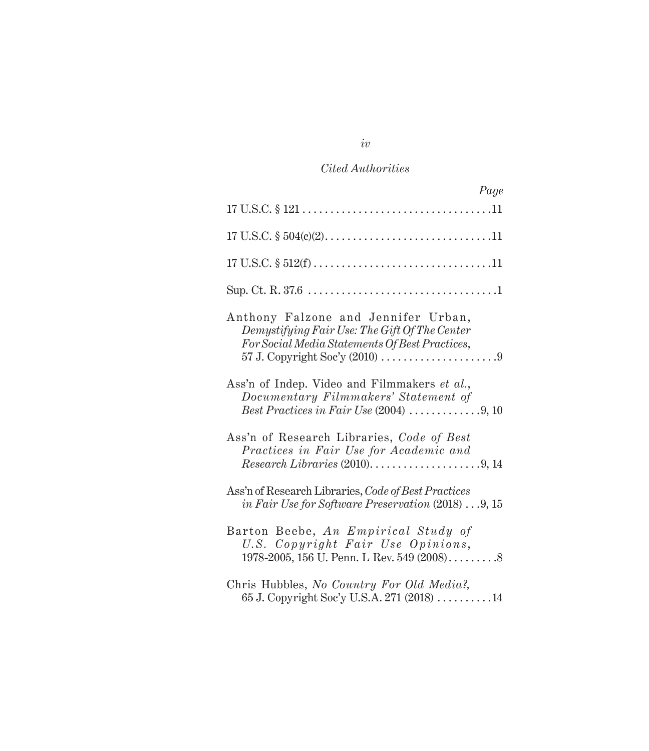*Cited Authorities*

| | *Page* |
|---|---|
| 17 U.S.C. § 121 | 11 |
| 17 U.S.C. § 504(c)(2) | 11 |
| 17 U.S.C. § 512(f) | 11 |
| Sup. Ct. R. 37.6 | 1 |
| Anthony Falzone and Jennifer Urban, *Demystifying Fair Use: The Gift Of The Center For Social Media Statements Of Best Practices*, 57 J. Copyright Soc'y (2010) | 9 |
| Ass'n of Indep. Video and Filmmakers *et al.*, *Documentary Filmmakers' Statement of Best Practices in Fair Use* (2004) | 9, 10 |
| Ass'n of Research Libraries, *Code of Best Practices in Fair Use for Academic and Research Libraries* (2010) | 9, 14 |
| Ass'n of Research Libraries, *Code of Best Practices in Fair Use for Software Preservation* (2018) | 9, 15 |
| Barton Beebe, *An Empirical Study of U.S. Copyright Fair Use Opinions*, 1978-2005, 156 U. Penn. L Rev. 549 (2008) | 8 |
| Chris Hubbles, *No Country For Old Media?*, 65 J. Copyright Soc'y U.S.A. 271 (2018) | 14 |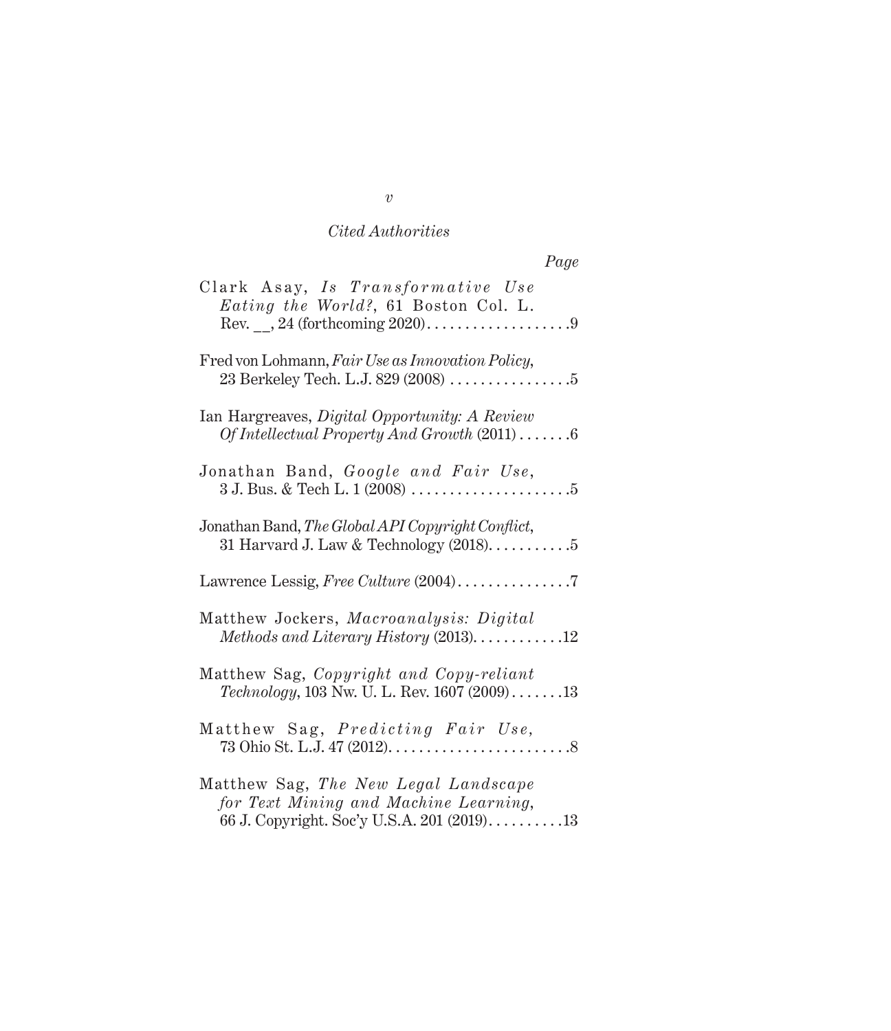*Cited Authorities*

*Page*

Clark Asay, *Is Transformative Use Eating the World?*, 61 Boston Col. L. Rev. __, 24 (forthcoming 2020) . . . . . . . . . . . . . . . . . . . 9

Fred von Lohmann, *Fair Use as Innovation Policy*, 23 Berkeley Tech. L.J. 829 (2008) . . . . . . . . . . . . . . . . 5

Ian Hargreaves, *Digital Opportunity: A Review Of Intellectual Property And Growth* (2011) . . . . . . . 6

Jonathan Band, *Google and Fair Use*, 3 J. Bus. & Tech L. 1 (2008) . . . . . . . . . . . . . . . . . . . . . 5

Jonathan Band, *The Global API Copyright Conflict*, 31 Harvard J. Law & Technology (2018) . . . . . . . . . . . 5

Lawrence Lessig, *Free Culture* (2004) . . . . . . . . . . . . . . . 7

Matthew Jockers, *Macroanalysis: Digital Methods and Literary History* (2013) . . . . . . . . . . . . 12

Matthew Sag, *Copyright and Copy-reliant Technology*, 103 Nw. U. L. Rev. 1607 (2009) . . . . . . . 13

Matthew Sag, *Predicting Fair Use*, 73 Ohio St. L.J. 47 (2012) . . . . . . . . . . . . . . . . . . . . . . . . 8

Matthew Sag, *The New Legal Landscape for Text Mining and Machine Learning*, 66 J. Copyright. Soc'y U.S.A. 201 (2019) . . . . . . . . . . 13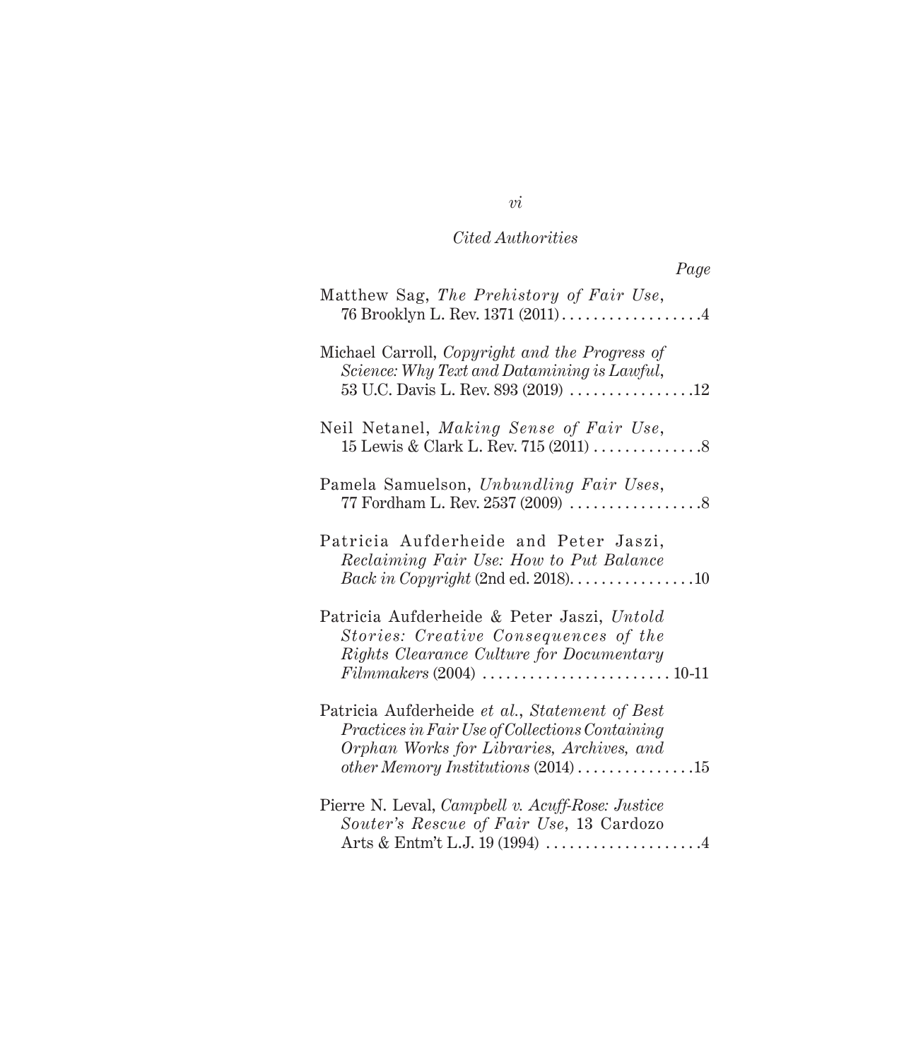*Cited Authorities*

*Page*

Matthew Sag, *The Prehistory of Fair Use*, 76 Brooklyn L. Rev. 1371 (2011) . . . . . . . . . . . . . . . . . . 4

Michael Carroll, *Copyright and the Progress of Science: Why Text and Datamining is Lawful*, 53 U.C. Davis L. Rev. 893 (2019) . . . . . . . . . . . . . . . . 12

Neil Netanel, *Making Sense of Fair Use*, 15 Lewis & Clark L. Rev. 715 (2011) . . . . . . . . . . . . . . 8

Pamela Samuelson, *Unbundling Fair Uses*, 77 Fordham L. Rev. 2537 (2009) . . . . . . . . . . . . . . . . . 8

Patricia Aufderheide and Peter Jaszi, *Reclaiming Fair Use: How to Put Balance Back in Copyright* (2nd ed. 2018). . . . . . . . . . . . . . . . 10

Patricia Aufderheide & Peter Jaszi, *Untold Stories: Creative Consequences of the Rights Clearance Culture for Documentary Filmmakers* (2004) . . . . . . . . . . . . . . . . . . . . . . . . 10-11

Patricia Aufderheide *et al.*, *Statement of Best Practices in Fair Use of Collections Containing Orphan Works for Libraries, Archives, and other Memory Institutions* (2014) . . . . . . . . . . . . . . . 15

Pierre N. Leval, *Campbell v. Acuff-Rose: Justice Souter's Rescue of Fair Use*, 13 Cardozo Arts & Entm't L.J. 19 (1994) . . . . . . . . . . . . . . . . . . . . 4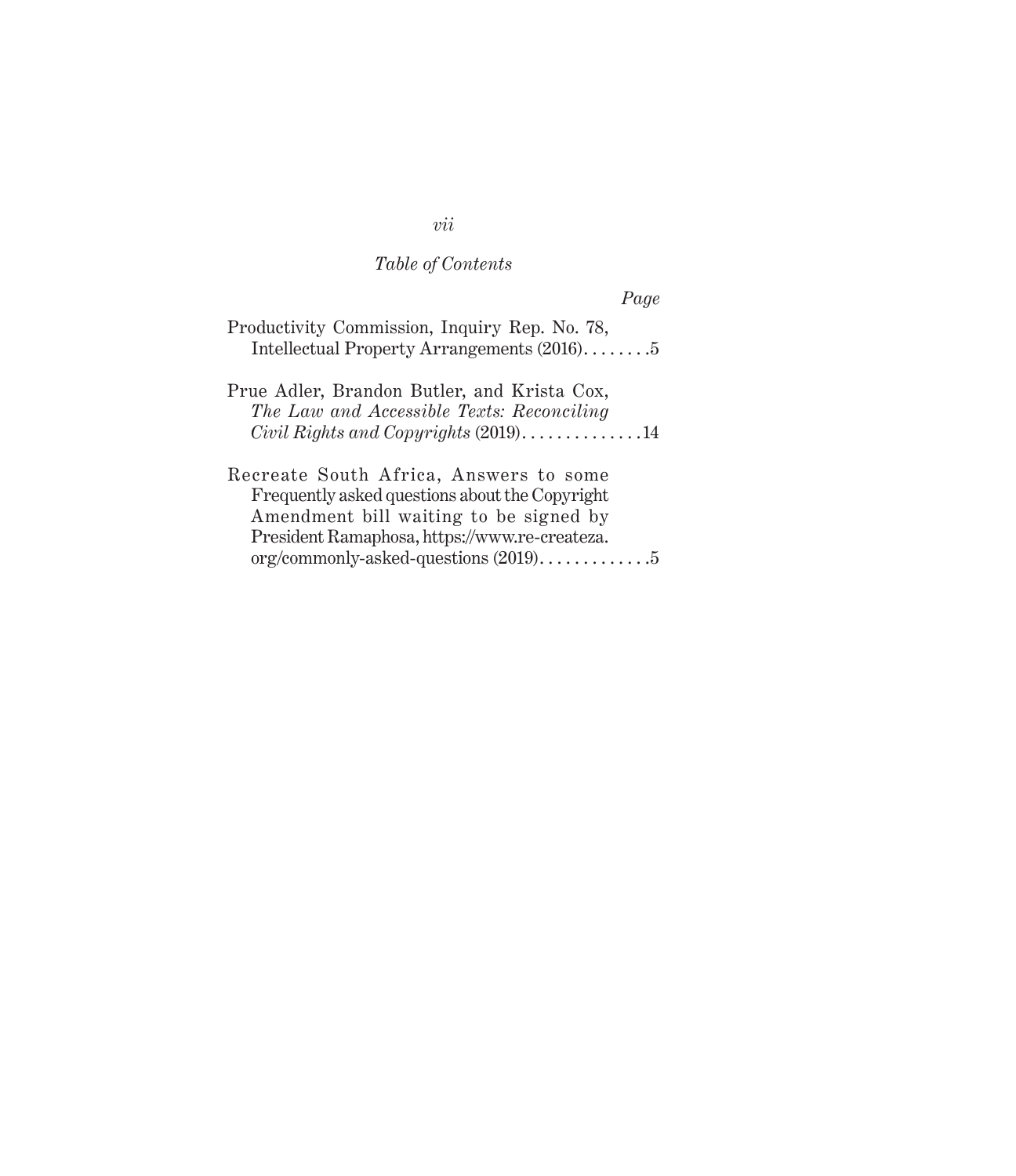*Table of Contents*

*Page*

Productivity Commission, Inquiry Rep. No. 78, Intellectual Property Arrangements (2016). . . . . . . .5

Prue Adler, Brandon Butler, and Krista Cox, *The Law and Accessible Texts: Reconciling Civil Rights and Copyrights* (2019). . . . . . . . . . . . . .14

Recreate South Africa, Answers to some Frequently asked questions about the Copyright Amendment bill waiting to be signed by President Ramaphosa, https://www.re-createza.org/commonly-asked-questions (2019). . . . . . . . . . . . .5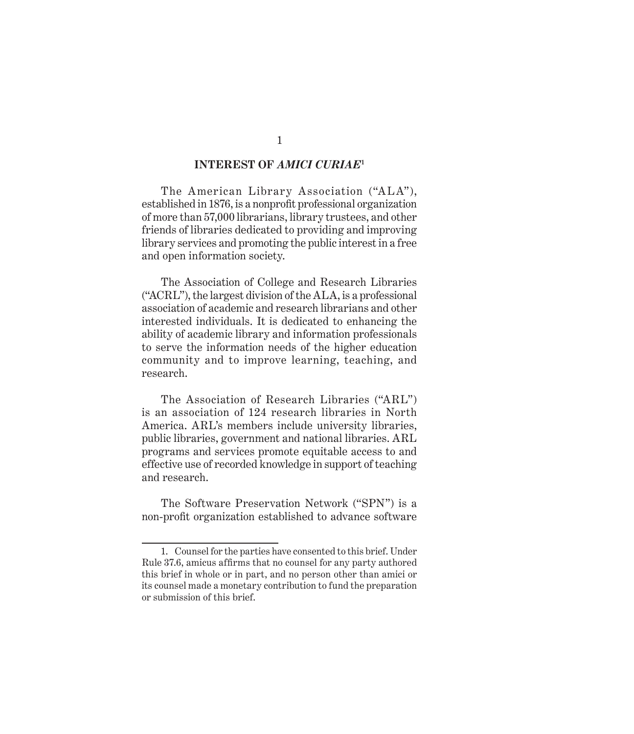## INTEREST OF *AMICI CURIAE*[1]

The American Library Association ("ALA"), established in 1876, is a nonprofit professional organization of more than 57,000 librarians, library trustees, and other friends of libraries dedicated to providing and improving library services and promoting the public interest in a free and open information society.

The Association of College and Research Libraries ("ACRL"), the largest division of the ALA, is a professional association of academic and research librarians and other interested individuals. It is dedicated to enhancing the ability of academic library and information professionals to serve the information needs of the higher education community and to improve learning, teaching, and research.

The Association of Research Libraries ("ARL") is an association of 124 research libraries in North America. ARL's members include university libraries, public libraries, government and national libraries. ARL programs and services promote equitable access to and effective use of recorded knowledge in support of teaching and research.

The Software Preservation Network ("SPN") is a non-profit organization established to advance software

---

1. Counsel for the parties have consented to this brief. Under Rule 37.6, amicus affirms that no counsel for any party authored this brief in whole or in part, and no person other than amici or its counsel made a monetary contribution to fund the preparation or submission of this brief.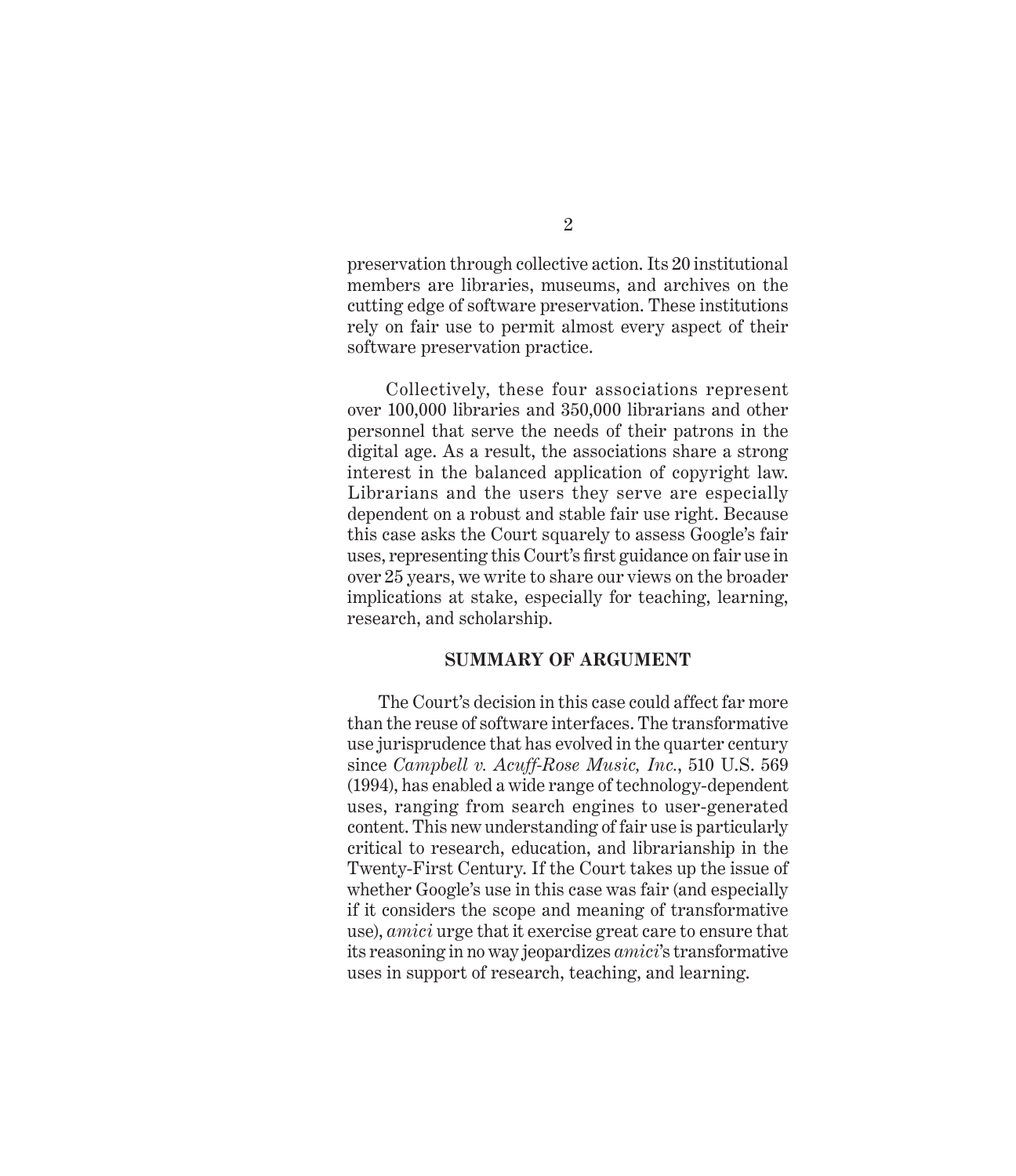preservation through collective action. Its 20 institutional members are libraries, museums, and archives on the cutting edge of software preservation. These institutions rely on fair use to permit almost every aspect of their software preservation practice.

Collectively, these four associations represent over 100,000 libraries and 350,000 librarians and other personnel that serve the needs of their patrons in the digital age. As a result, the associations share a strong interest in the balanced application of copyright law. Librarians and the users they serve are especially dependent on a robust and stable fair use right. Because this case asks the Court squarely to assess Google's fair uses, representing this Court's first guidance on fair use in over 25 years, we write to share our views on the broader implications at stake, especially for teaching, learning, research, and scholarship.

## SUMMARY OF ARGUMENT

The Court's decision in this case could affect far more than the reuse of software interfaces. The transformative use jurisprudence that has evolved in the quarter century since *Campbell v. Acuff-Rose Music, Inc.*, 510 U.S. 569 (1994), has enabled a wide range of technology-dependent uses, ranging from search engines to user-generated content. This new understanding of fair use is particularly critical to research, education, and librarianship in the Twenty-First Century. If the Court takes up the issue of whether Google's use in this case was fair (and especially if it considers the scope and meaning of transformative use), *amici* urge that it exercise great care to ensure that its reasoning in no way jeopardizes *amici*'s transformative uses in support of research, teaching, and learning.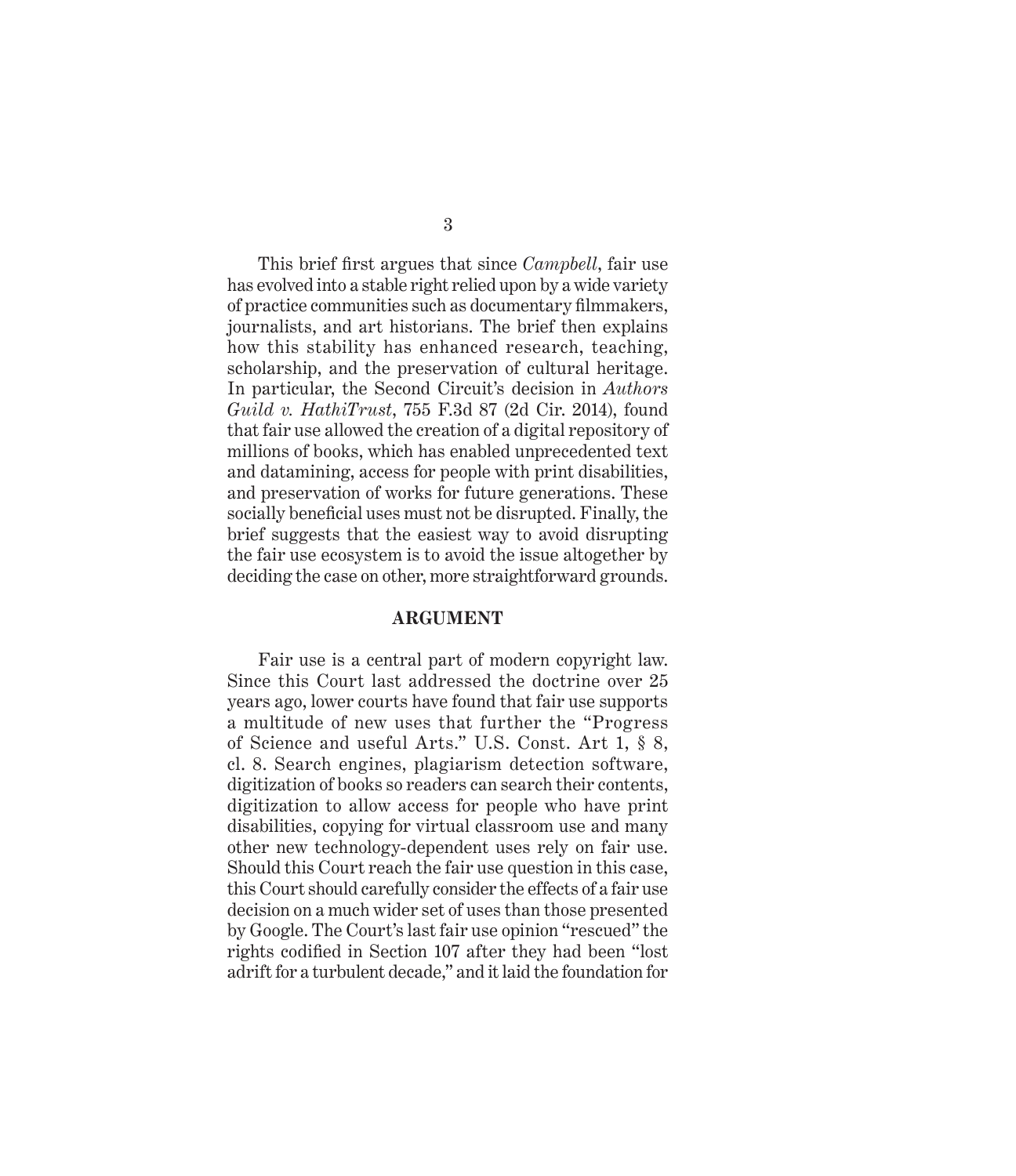This brief first argues that since *Campbell*, fair use has evolved into a stable right relied upon by a wide variety of practice communities such as documentary filmmakers, journalists, and art historians. The brief then explains how this stability has enhanced research, teaching, scholarship, and the preservation of cultural heritage. In particular, the Second Circuit's decision in *Authors Guild v. HathiTrust*, 755 F.3d 87 (2d Cir. 2014), found that fair use allowed the creation of a digital repository of millions of books, which has enabled unprecedented text and datamining, access for people with print disabilities, and preservation of works for future generations. These socially beneficial uses must not be disrupted. Finally, the brief suggests that the easiest way to avoid disrupting the fair use ecosystem is to avoid the issue altogether by deciding the case on other, more straightforward grounds.

## ARGUMENT

Fair use is a central part of modern copyright law. Since this Court last addressed the doctrine over 25 years ago, lower courts have found that fair use supports a multitude of new uses that further the "Progress of Science and useful Arts." U.S. Const. Art 1, § 8, cl. 8. Search engines, plagiarism detection software, digitization of books so readers can search their contents, digitization to allow access for people who have print disabilities, copying for virtual classroom use and many other new technology-dependent uses rely on fair use. Should this Court reach the fair use question in this case, this Court should carefully consider the effects of a fair use decision on a much wider set of uses than those presented by Google. The Court's last fair use opinion "rescued" the rights codified in Section 107 after they had been "lost adrift for a turbulent decade," and it laid the foundation for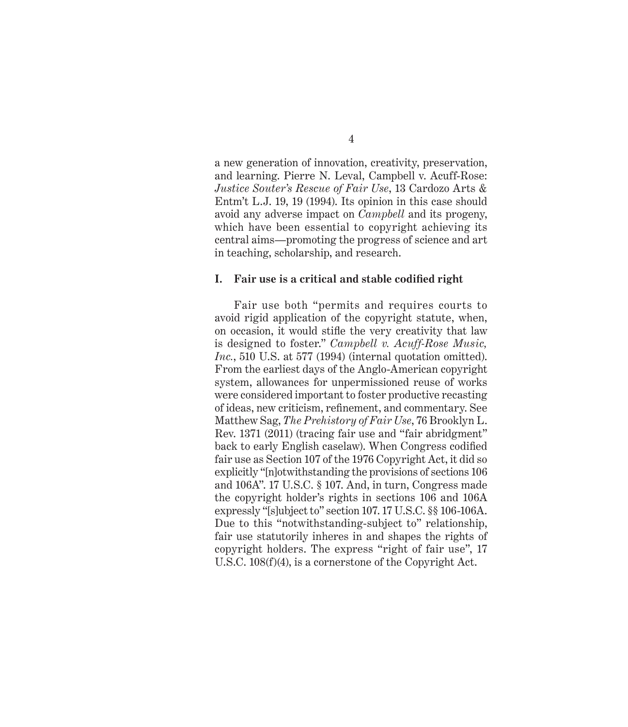a new generation of innovation, creativity, preservation, and learning. Pierre N. Leval, Campbell v. Acuff-Rose: *Justice Souter's Rescue of Fair Use*, 13 Cardozo Arts & Entm't L.J. 19, 19 (1994). Its opinion in this case should avoid any adverse impact on *Campbell* and its progeny, which have been essential to copyright achieving its central aims—promoting the progress of science and art in teaching, scholarship, and research.

## I. Fair use is a critical and stable codified right

Fair use both "permits and requires courts to avoid rigid application of the copyright statute, when, on occasion, it would stifle the very creativity that law is designed to foster." *Campbell v. Acuff-Rose Music, Inc.*, 510 U.S. at 577 (1994) (internal quotation omitted). From the earliest days of the Anglo-American copyright system, allowances for unpermissioned reuse of works were considered important to foster productive recasting of ideas, new criticism, refinement, and commentary. See Matthew Sag, *The Prehistory of Fair Use*, 76 Brooklyn L. Rev. 1371 (2011) (tracing fair use and "fair abridgment" back to early English caselaw). When Congress codified fair use as Section 107 of the 1976 Copyright Act, it did so explicitly "[n]otwithstanding the provisions of sections 106 and 106A". 17 U.S.C. § 107. And, in turn, Congress made the copyright holder's rights in sections 106 and 106A expressly "[s]ubject to" section 107. 17 U.S.C. §§ 106-106A. Due to this "notwithstanding-subject to" relationship, fair use statutorily inheres in and shapes the rights of copyright holders. The express "right of fair use", 17 U.S.C. 108(f)(4), is a cornerstone of the Copyright Act.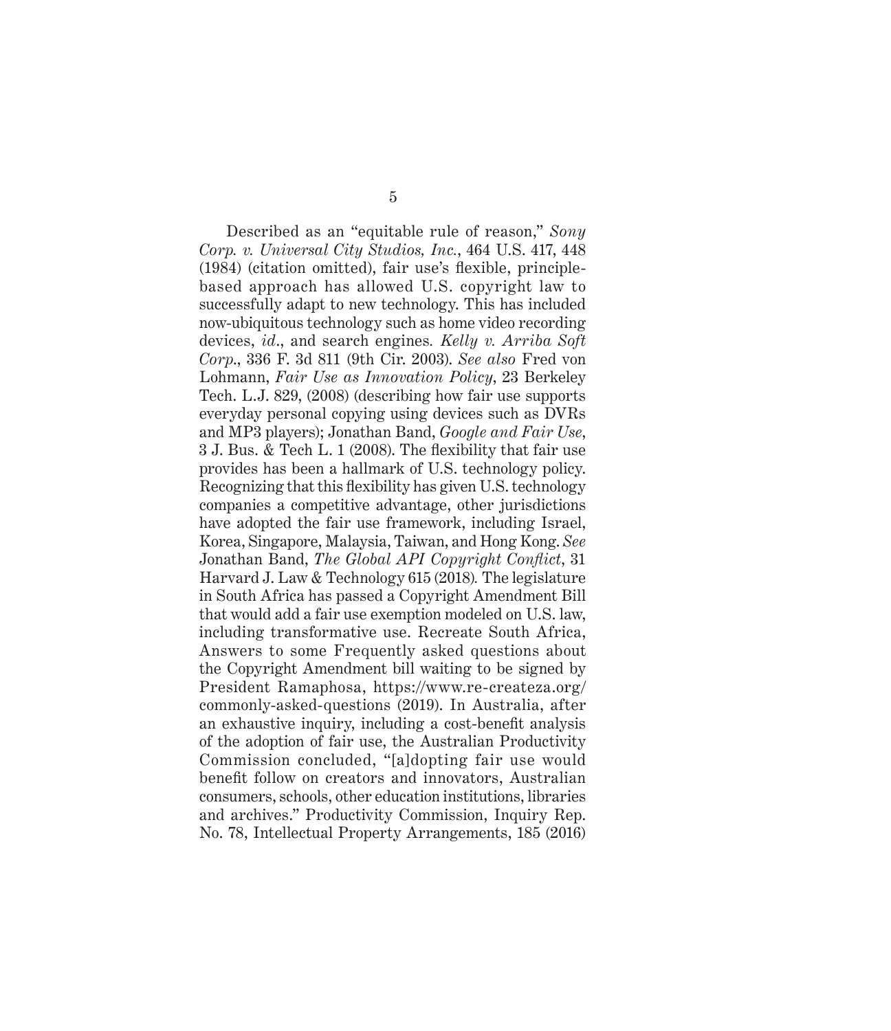Described as an "equitable rule of reason," *Sony Corp. v. Universal City Studios, Inc.*, 464 U.S. 417, 448 (1984) (citation omitted), fair use's flexible, principle-based approach has allowed U.S. copyright law to successfully adapt to new technology. This has included now-ubiquitous technology such as home video recording devices, *id*., and search engines. *Kelly v. Arriba Soft Corp*., 336 F. 3d 811 (9th Cir. 2003). *See also* Fred von Lohmann, *Fair Use as Innovation Policy*, 23 Berkeley Tech. L.J. 829, (2008) (describing how fair use supports everyday personal copying using devices such as DVRs and MP3 players); Jonathan Band, *Google and Fair Use*, 3 J. Bus. & Tech L. 1 (2008). The flexibility that fair use provides has been a hallmark of U.S. technology policy. Recognizing that this flexibility has given U.S. technology companies a competitive advantage, other jurisdictions have adopted the fair use framework, including Israel, Korea, Singapore, Malaysia, Taiwan, and Hong Kong. *See* Jonathan Band, *The Global API Copyright Conflict*, 31 Harvard J. Law & Technology 615 (2018). The legislature in South Africa has passed a Copyright Amendment Bill that would add a fair use exemption modeled on U.S. law, including transformative use. Recreate South Africa, Answers to some Frequently asked questions about the Copyright Amendment bill waiting to be signed by President Ramaphosa, https://www.re-createza.org/commonly-asked-questions (2019). In Australia, after an exhaustive inquiry, including a cost-benefit analysis of the adoption of fair use, the Australian Productivity Commission concluded, "[a]dopting fair use would benefit follow on creators and innovators, Australian consumers, schools, other education institutions, libraries and archives." Productivity Commission, Inquiry Rep. No. 78, Intellectual Property Arrangements, 185 (2016)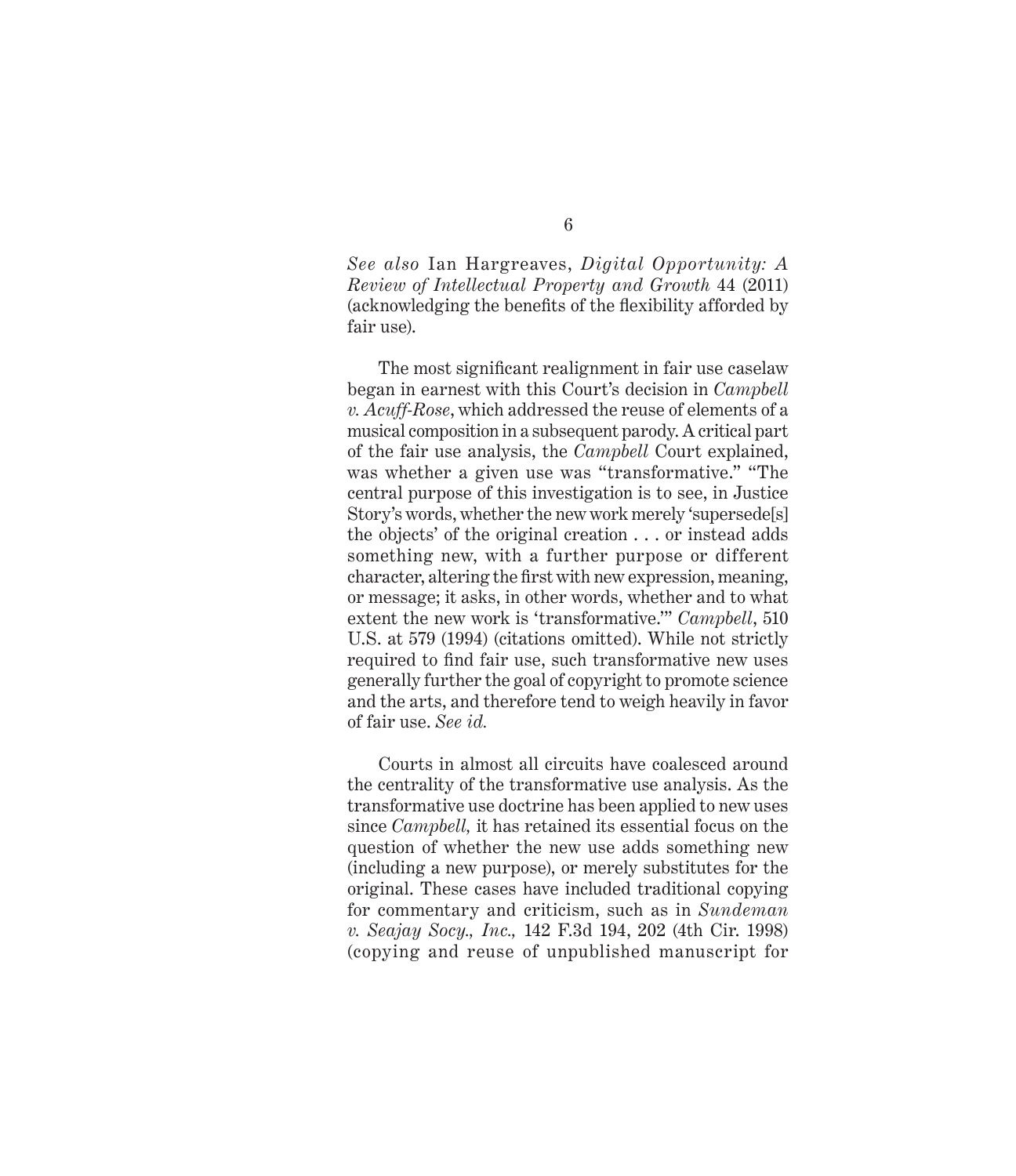*See also* Ian Hargreaves, *Digital Opportunity: A Review of Intellectual Property and Growth* 44 (2011) (acknowledging the benefits of the flexibility afforded by fair use).

The most significant realignment in fair use caselaw began in earnest with this Court's decision in *Campbell v. Acuff-Rose*, which addressed the reuse of elements of a musical composition in a subsequent parody. A critical part of the fair use analysis, the *Campbell* Court explained, was whether a given use was "transformative." "The central purpose of this investigation is to see, in Justice Story's words, whether the new work merely 'supersede[s] the objects' of the original creation . . . or instead adds something new, with a further purpose or different character, altering the first with new expression, meaning, or message; it asks, in other words, whether and to what extent the new work is 'transformative.'" *Campbell*, 510 U.S. at 579 (1994) (citations omitted). While not strictly required to find fair use, such transformative new uses generally further the goal of copyright to promote science and the arts, and therefore tend to weigh heavily in favor of fair use. *See id.*

Courts in almost all circuits have coalesced around the centrality of the transformative use analysis. As the transformative use doctrine has been applied to new uses since *Campbell,* it has retained its essential focus on the question of whether the new use adds something new (including a new purpose), or merely substitutes for the original. These cases have included traditional copying for commentary and criticism, such as in *Sundeman v. Seajay Socy., Inc.,* 142 F.3d 194, 202 (4th Cir. 1998) (copying and reuse of unpublished manuscript for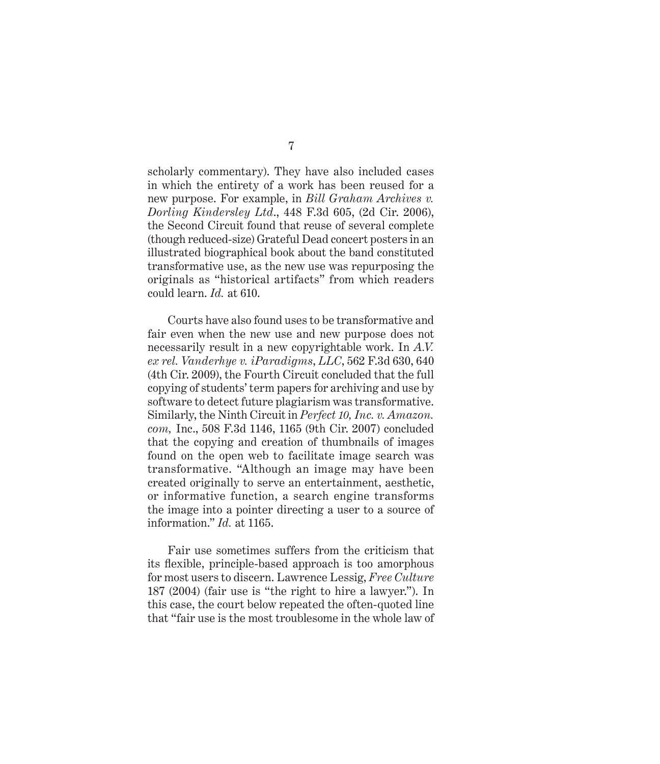scholarly commentary). They have also included cases in which the entirety of a work has been reused for a new purpose. For example, in *Bill Graham Archives v. Dorling Kindersley Ltd.*, 448 F.3d 605, (2d Cir. 2006), the Second Circuit found that reuse of several complete (though reduced-size) Grateful Dead concert posters in an illustrated biographical book about the band constituted transformative use, as the new use was repurposing the originals as "historical artifacts" from which readers could learn. *Id.* at 610.

Courts have also found uses to be transformative and fair even when the new use and new purpose does not necessarily result in a new copyrightable work. In *A.V. ex rel. Vanderhye v. iParadigms, LLC*, 562 F.3d 630, 640 (4th Cir. 2009), the Fourth Circuit concluded that the full copying of students' term papers for archiving and use by software to detect future plagiarism was transformative. Similarly, the Ninth Circuit in *Perfect 10, Inc. v. Amazon.com,* Inc., 508 F.3d 1146, 1165 (9th Cir. 2007) concluded that the copying and creation of thumbnails of images found on the open web to facilitate image search was transformative. "Although an image may have been created originally to serve an entertainment, aesthetic, or informative function, a search engine transforms the image into a pointer directing a user to a source of information." *Id.* at 1165.

Fair use sometimes suffers from the criticism that its flexible, principle-based approach is too amorphous for most users to discern. Lawrence Lessig, *Free Culture* 187 (2004) (fair use is "the right to hire a lawyer."). In this case, the court below repeated the often-quoted line that "fair use is the most troublesome in the whole law of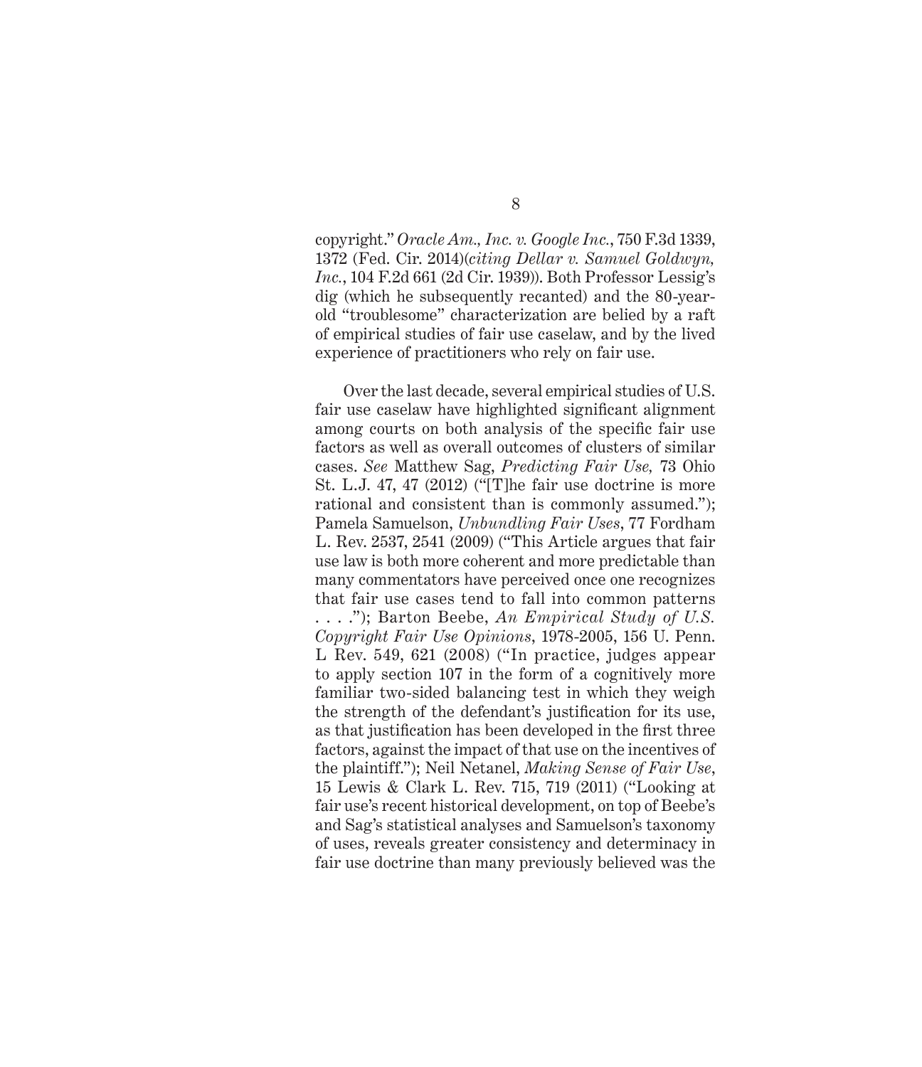copyright." *Oracle Am., Inc. v. Google Inc.*, 750 F.3d 1339, 1372 (Fed. Cir. 2014)(*citing Dellar v. Samuel Goldwyn, Inc.*, 104 F.2d 661 (2d Cir. 1939)). Both Professor Lessig's dig (which he subsequently recanted) and the 80-year-old "troublesome" characterization are belied by a raft of empirical studies of fair use caselaw, and by the lived experience of practitioners who rely on fair use.

Over the last decade, several empirical studies of U.S. fair use caselaw have highlighted significant alignment among courts on both analysis of the specific fair use factors as well as overall outcomes of clusters of similar cases. *See* Matthew Sag, *Predicting Fair Use,* 73 Ohio St. L.J. 47, 47 (2012) ("[T]he fair use doctrine is more rational and consistent than is commonly assumed."); Pamela Samuelson, *Unbundling Fair Uses*, 77 Fordham L. Rev. 2537, 2541 (2009) ("This Article argues that fair use law is both more coherent and more predictable than many commentators have perceived once one recognizes that fair use cases tend to fall into common patterns . . . ."); Barton Beebe, *An Empirical Study of U.S. Copyright Fair Use Opinions*, 1978-2005, 156 U. Penn. L Rev. 549, 621 (2008) ("In practice, judges appear to apply section 107 in the form of a cognitively more familiar two-sided balancing test in which they weigh the strength of the defendant's justification for its use, as that justification has been developed in the first three factors, against the impact of that use on the incentives of the plaintiff."); Neil Netanel, *Making Sense of Fair Use*, 15 Lewis & Clark L. Rev. 715, 719 (2011) ("Looking at fair use's recent historical development, on top of Beebe's and Sag's statistical analyses and Samuelson's taxonomy of uses, reveals greater consistency and determinacy in fair use doctrine than many previously believed was the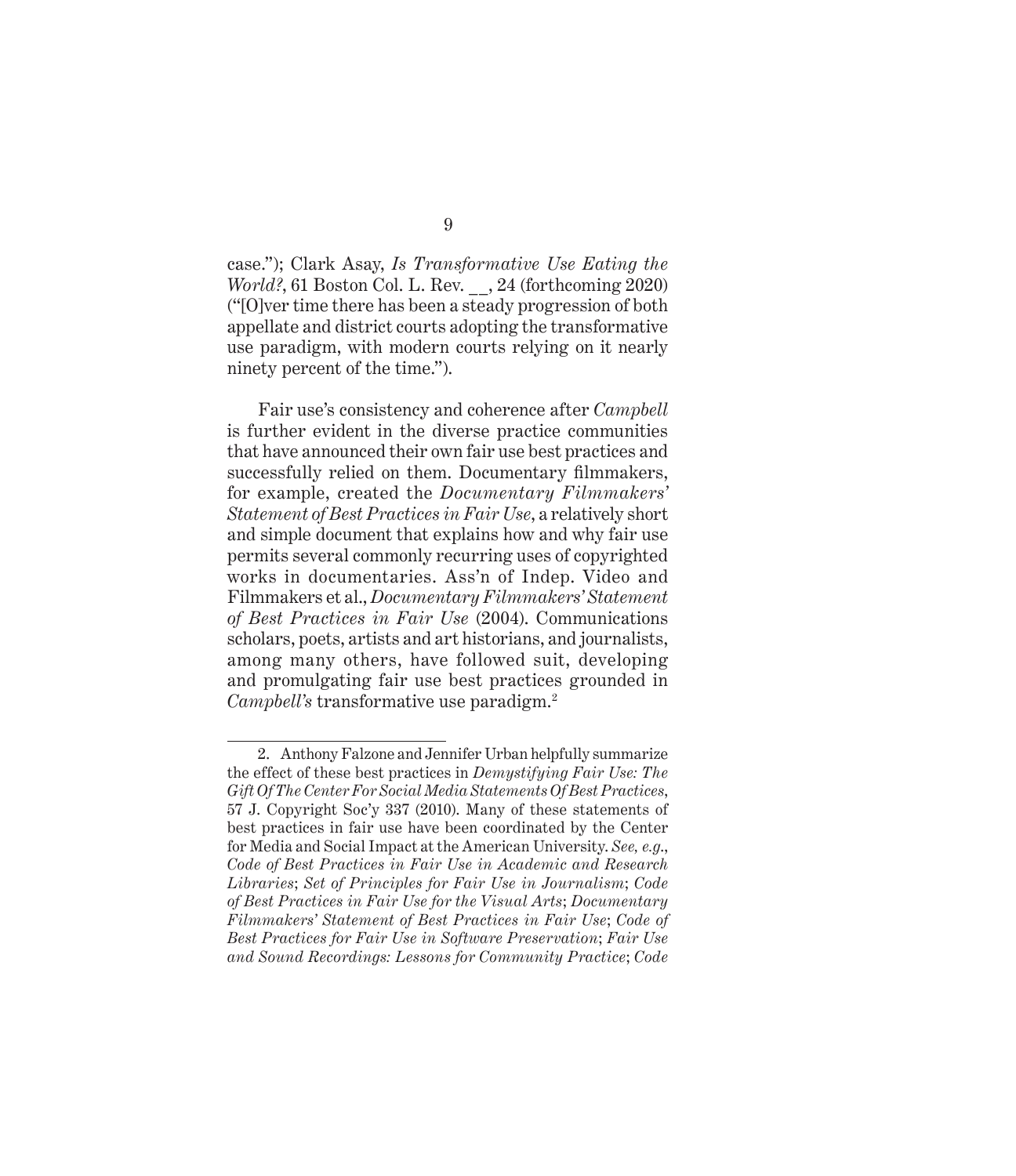case."); Clark Asay, *Is Transformative Use Eating the World?*, 61 Boston Col. L. Rev. __, 24 (forthcoming 2020) ("[O]ver time there has been a steady progression of both appellate and district courts adopting the transformative use paradigm, with modern courts relying on it nearly ninety percent of the time.").

Fair use's consistency and coherence after *Campbell* is further evident in the diverse practice communities that have announced their own fair use best practices and successfully relied on them. Documentary filmmakers, for example, created the *Documentary Filmmakers' Statement of Best Practices in Fair Use*, a relatively short and simple document that explains how and why fair use permits several commonly recurring uses of copyrighted works in documentaries. Ass'n of Indep. Video and Filmmakers et al., *Documentary Filmmakers' Statement of Best Practices in Fair Use* (2004). Communications scholars, poets, artists and art historians, and journalists, among many others, have followed suit, developing and promulgating fair use best practices grounded in *Campbell's* transformative use paradigm.[2]

---

2. Anthony Falzone and Jennifer Urban helpfully summarize the effect of these best practices in *Demystifying Fair Use: The Gift Of The Center For Social Media Statements Of Best Practices*, 57 J. Copyright Soc'y 337 (2010). Many of these statements of best practices in fair use have been coordinated by the Center for Media and Social Impact at the American University. *See, e.g.*, *Code of Best Practices in Fair Use in Academic and Research Libraries*; *Set of Principles for Fair Use in Journalism*; *Code of Best Practices in Fair Use for the Visual Arts*; *Documentary Filmmakers' Statement of Best Practices in Fair Use*; *Code of Best Practices for Fair Use in Software Preservation*; *Fair Use and Sound Recordings: Lessons for Community Practice*; *Code*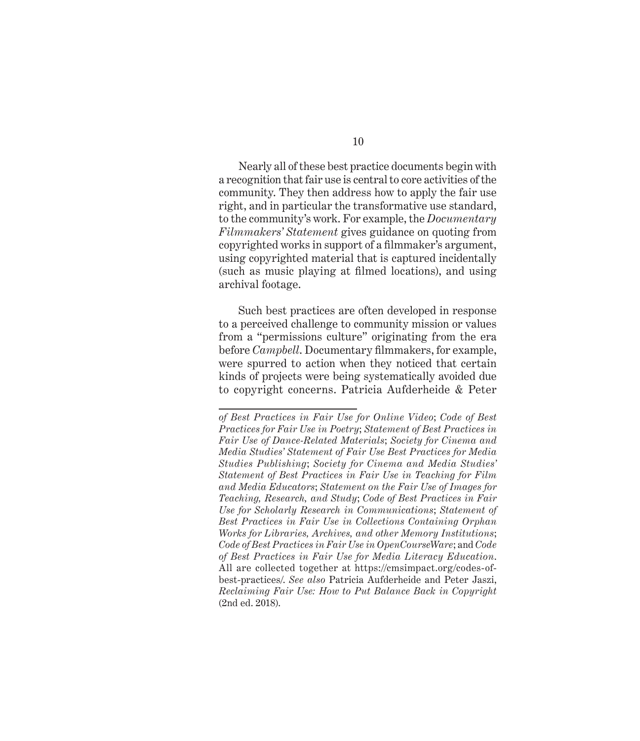Nearly all of these best practice documents begin with a recognition that fair use is central to core activities of the community. They then address how to apply the fair use right, and in particular the transformative use standard, to the community's work. For example, the *Documentary Filmmakers' Statement* gives guidance on quoting from copyrighted works in support of a filmmaker's argument, using copyrighted material that is captured incidentally (such as music playing at filmed locations), and using archival footage.

Such best practices are often developed in response to a perceived challenge to community mission or values from a "permissions culture" originating from the era before *Campbell*. Documentary filmmakers, for example, were spurred to action when they noticed that certain kinds of projects were being systematically avoided due to copyright concerns. Patricia Aufderheide & Peter

---

*of Best Practices in Fair Use for Online Video*; *Code of Best Practices for Fair Use in Poetry*; *Statement of Best Practices in Fair Use of Dance-Related Materials*; *Society for Cinema and Media Studies' Statement of Fair Use Best Practices for Media Studies Publishing*; *Society for Cinema and Media Studies' Statement of Best Practices in Fair Use in Teaching for Film and Media Educators*; *Statement on the Fair Use of Images for Teaching, Research, and Study*; *Code of Best Practices in Fair Use for Scholarly Research in Communications*; *Statement of Best Practices in Fair Use in Collections Containing Orphan Works for Libraries, Archives, and other Memory Institutions*; *Code of Best Practices in Fair Use in OpenCourseWare*; and *Code of Best Practices in Fair Use for Media Literacy Education*. All are collected together at https://cmsimpact.org/codes-of-best-practices/. *See also* Patricia Aufderheide and Peter Jaszi, *Reclaiming Fair Use: How to Put Balance Back in Copyright* (2nd ed. 2018).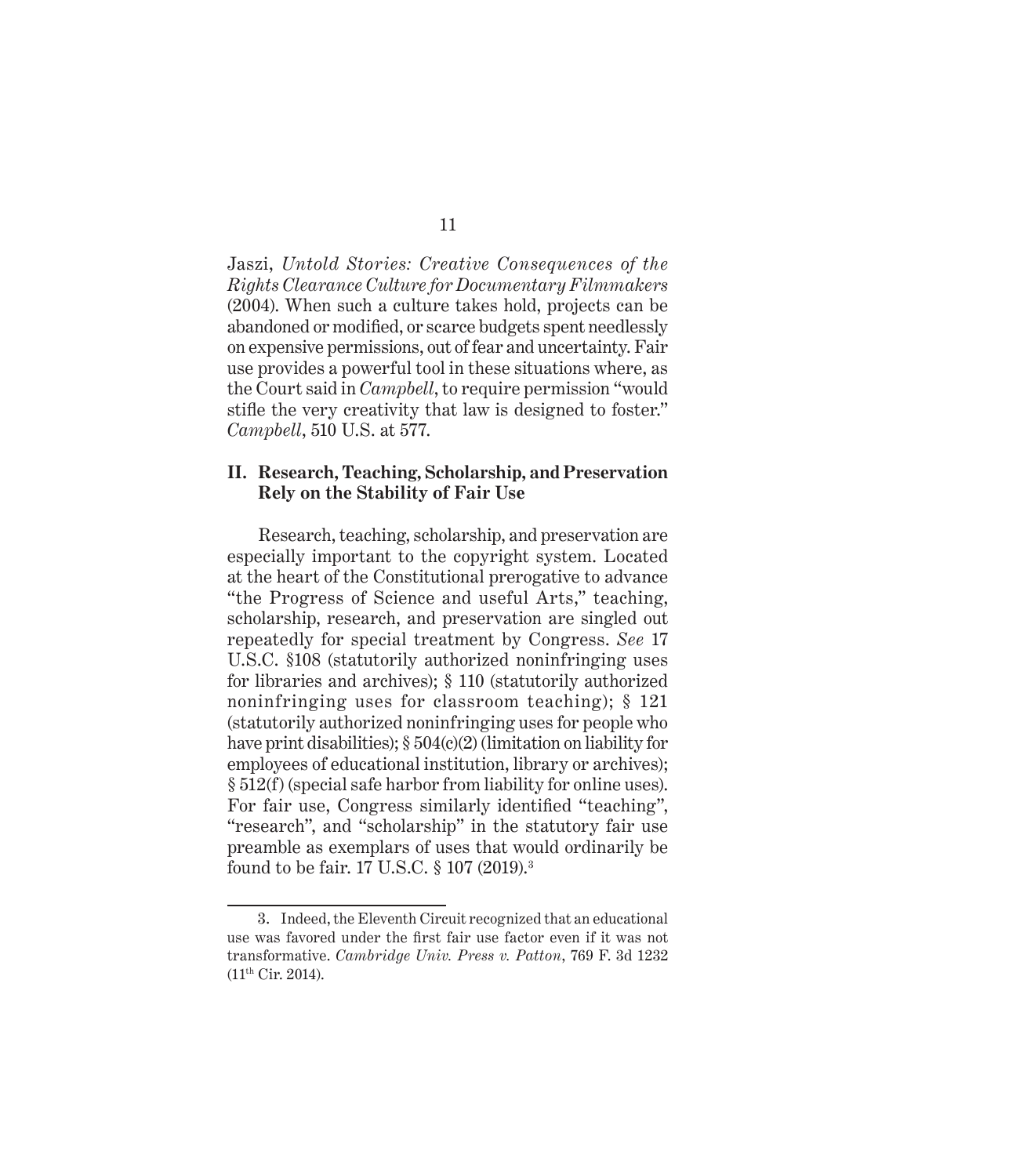Jaszi, *Untold Stories: Creative Consequences of the Rights Clearance Culture for Documentary Filmmakers* (2004). When such a culture takes hold, projects can be abandoned or modified, or scarce budgets spent needlessly on expensive permissions, out of fear and uncertainty. Fair use provides a powerful tool in these situations where, as the Court said in *Campbell*, to require permission "would stifle the very creativity that law is designed to foster." *Campbell*, 510 U.S. at 577.

## II. Research, Teaching, Scholarship, and Preservation Rely on the Stability of Fair Use

Research, teaching, scholarship, and preservation are especially important to the copyright system. Located at the heart of the Constitutional prerogative to advance "the Progress of Science and useful Arts," teaching, scholarship, research, and preservation are singled out repeatedly for special treatment by Congress. *See* 17 U.S.C. §108 (statutorily authorized noninfringing uses for libraries and archives); § 110 (statutorily authorized noninfringing uses for classroom teaching); § 121 (statutorily authorized noninfringing uses for people who have print disabilities); § 504(c)(2) (limitation on liability for employees of educational institution, library or archives); § 512(f) (special safe harbor from liability for online uses). For fair use, Congress similarly identified "teaching", "research", and "scholarship" in the statutory fair use preamble as exemplars of uses that would ordinarily be found to be fair. 17 U.S.C. § 107 (2019).[3]

---

3. Indeed, the Eleventh Circuit recognized that an educational use was favored under the first fair use factor even if it was not transformative. *Cambridge Univ. Press v. Patton*, 769 F. 3d 1232 (11th Cir. 2014).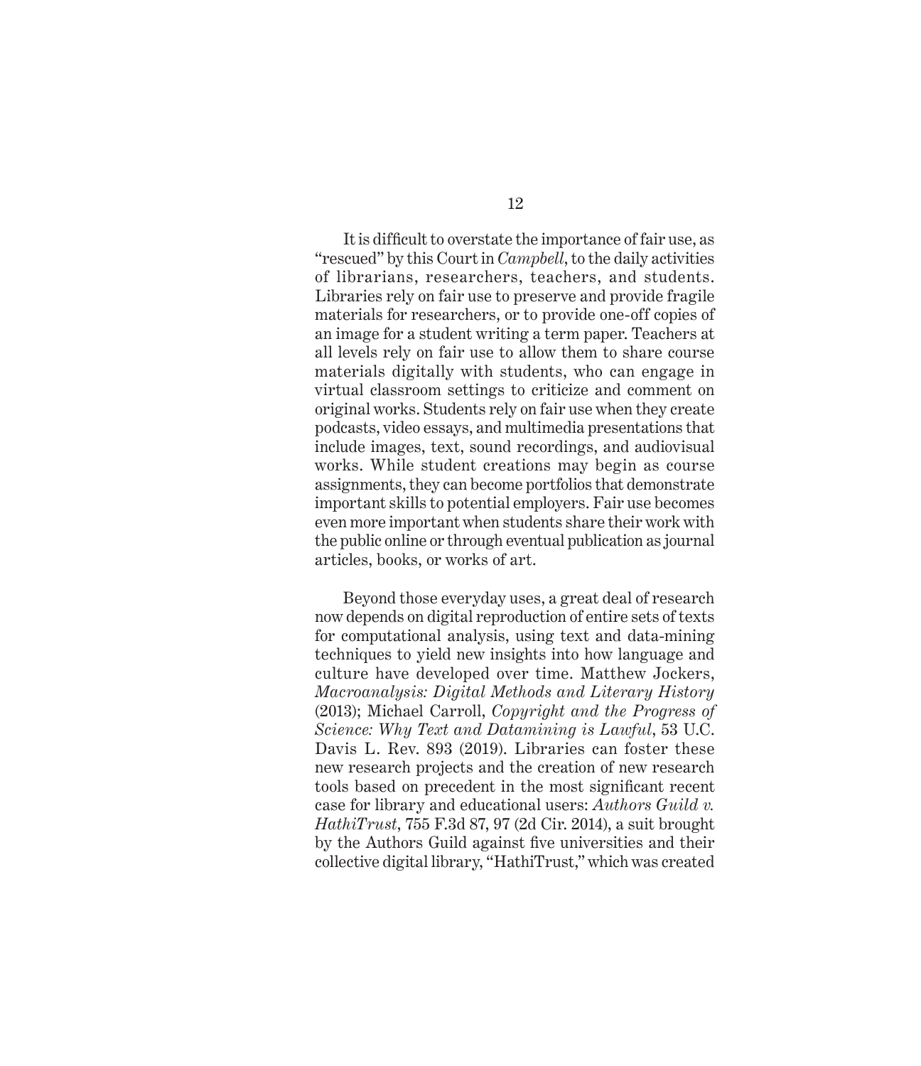It is difficult to overstate the importance of fair use, as "rescued" by this Court in *Campbell*, to the daily activities of librarians, researchers, teachers, and students. Libraries rely on fair use to preserve and provide fragile materials for researchers, or to provide one-off copies of an image for a student writing a term paper. Teachers at all levels rely on fair use to allow them to share course materials digitally with students, who can engage in virtual classroom settings to criticize and comment on original works. Students rely on fair use when they create podcasts, video essays, and multimedia presentations that include images, text, sound recordings, and audiovisual works. While student creations may begin as course assignments, they can become portfolios that demonstrate important skills to potential employers. Fair use becomes even more important when students share their work with the public online or through eventual publication as journal articles, books, or works of art.

Beyond those everyday uses, a great deal of research now depends on digital reproduction of entire sets of texts for computational analysis, using text and data-mining techniques to yield new insights into how language and culture have developed over time. Matthew Jockers, *Macroanalysis: Digital Methods and Literary History* (2013); Michael Carroll, *Copyright and the Progress of Science: Why Text and Datamining is Lawful*, 53 U.C. Davis L. Rev. 893 (2019). Libraries can foster these new research projects and the creation of new research tools based on precedent in the most significant recent case for library and educational users: *Authors Guild v. HathiTrust*, 755 F.3d 87, 97 (2d Cir. 2014), a suit brought by the Authors Guild against five universities and their collective digital library, "HathiTrust," which was created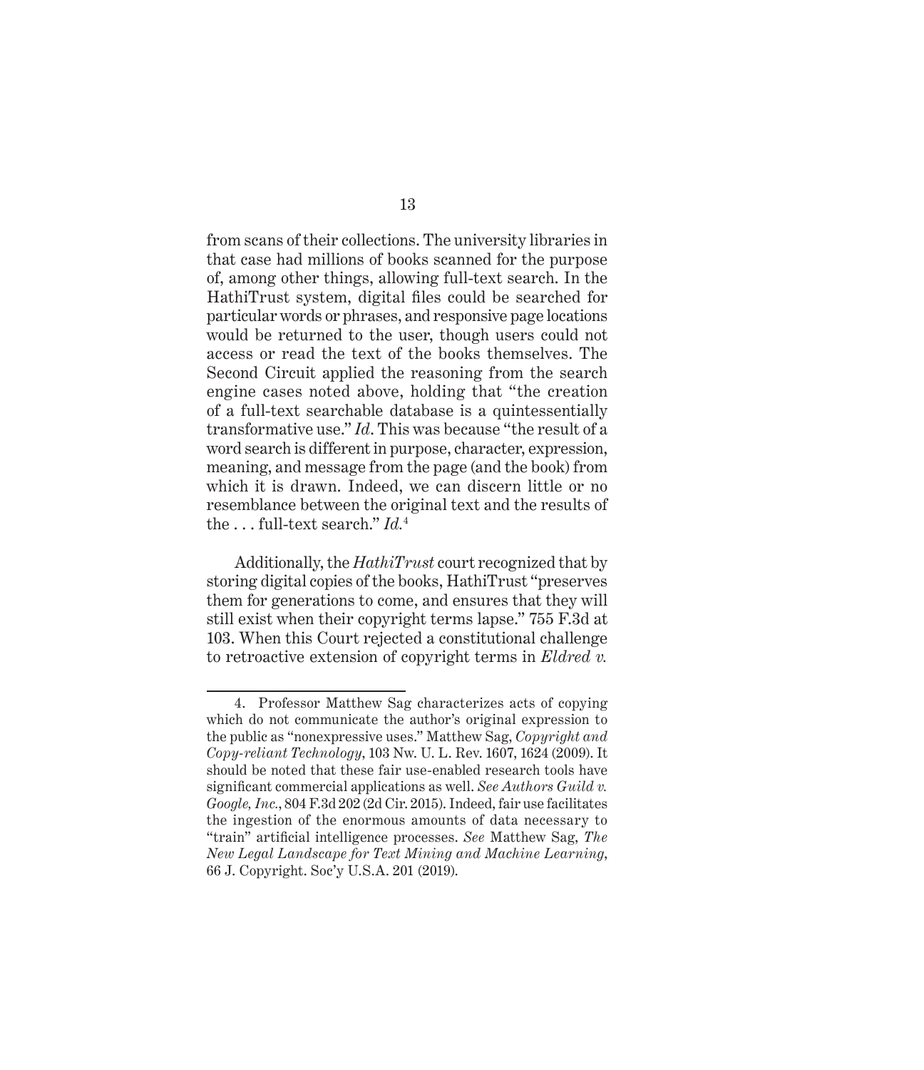from scans of their collections. The university libraries in that case had millions of books scanned for the purpose of, among other things, allowing full-text search. In the HathiTrust system, digital files could be searched for particular words or phrases, and responsive page locations would be returned to the user, though users could not access or read the text of the books themselves. The Second Circuit applied the reasoning from the search engine cases noted above, holding that "the creation of a full-text searchable database is a quintessentially transformative use." *Id*. This was because "the result of a word search is different in purpose, character, expression, meaning, and message from the page (and the book) from which it is drawn. Indeed, we can discern little or no resemblance between the original text and the results of the . . . full-text search." *Id.*[4]

Additionally, the *HathiTrust* court recognized that by storing digital copies of the books, HathiTrust "preserves them for generations to come, and ensures that they will still exist when their copyright terms lapse." 755 F.3d at 103. When this Court rejected a constitutional challenge to retroactive extension of copyright terms in *Eldred v.*

---

4. Professor Matthew Sag characterizes acts of copying which do not communicate the author's original expression to the public as "nonexpressive uses." Matthew Sag, *Copyright and Copy-reliant Technology*, 103 Nw. U. L. Rev. 1607, 1624 (2009). It should be noted that these fair use-enabled research tools have significant commercial applications as well. *See Authors Guild v. Google, Inc.*, 804 F.3d 202 (2d Cir. 2015). Indeed, fair use facilitates the ingestion of the enormous amounts of data necessary to "train" artificial intelligence processes. *See* Matthew Sag, *The New Legal Landscape for Text Mining and Machine Learning*, 66 J. Copyright. Soc'y U.S.A. 201 (2019).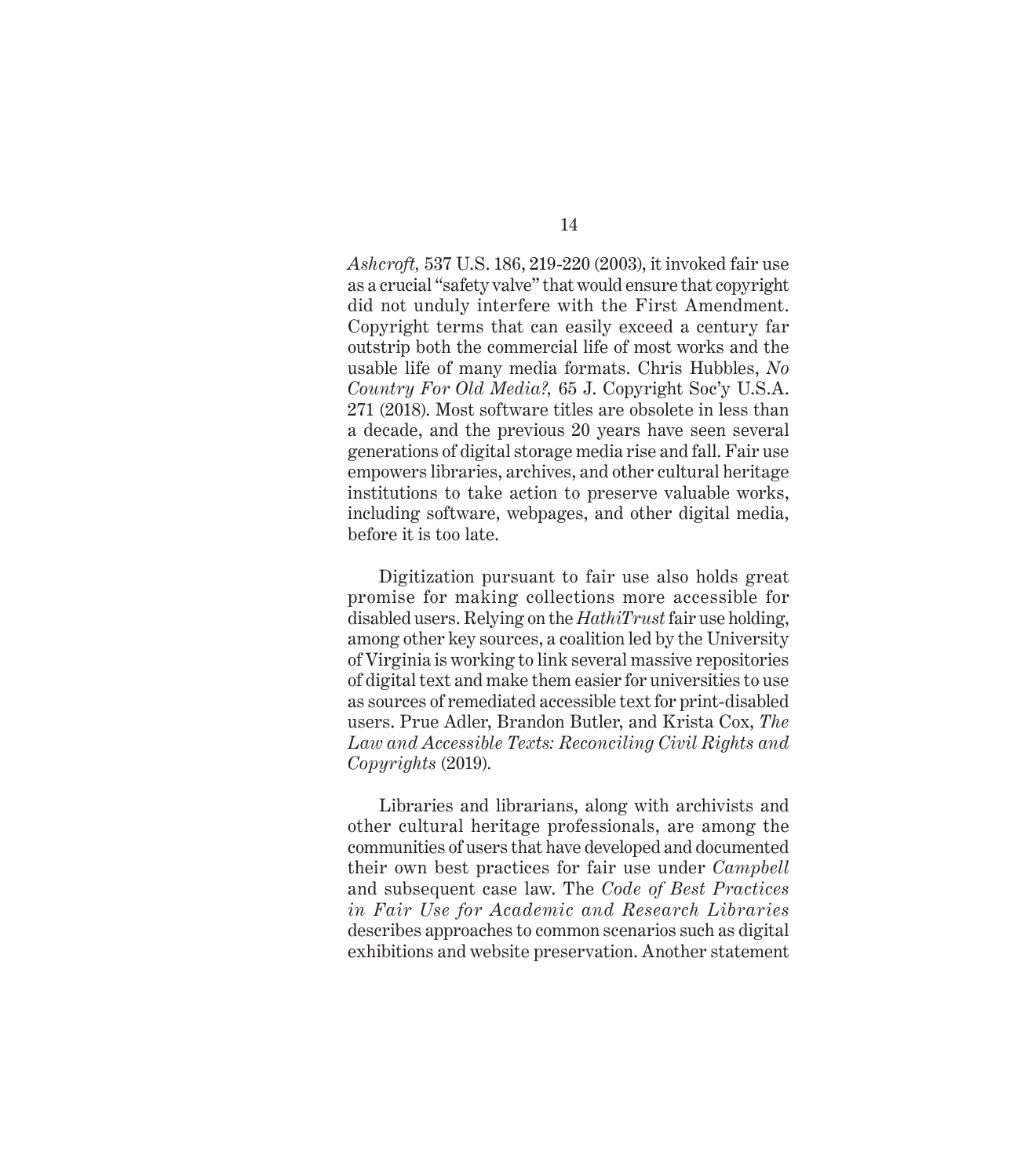*Ashcroft,* 537 U.S. 186, 219-220 (2003), it invoked fair use as a crucial "safety valve" that would ensure that copyright did not unduly interfere with the First Amendment. Copyright terms that can easily exceed a century far outstrip both the commercial life of most works and the usable life of many media formats. Chris Hubbles, *No Country For Old Media?,* 65 J. Copyright Soc'y U.S.A. 271 (2018). Most software titles are obsolete in less than a decade, and the previous 20 years have seen several generations of digital storage media rise and fall. Fair use empowers libraries, archives, and other cultural heritage institutions to take action to preserve valuable works, including software, webpages, and other digital media, before it is too late.

Digitization pursuant to fair use also holds great promise for making collections more accessible for disabled users. Relying on the *HathiTrust* fair use holding, among other key sources, a coalition led by the University of Virginia is working to link several massive repositories of digital text and make them easier for universities to use as sources of remediated accessible text for print-disabled users. Prue Adler, Brandon Butler, and Krista Cox, *The Law and Accessible Texts: Reconciling Civil Rights and Copyrights* (2019).

Libraries and librarians, along with archivists and other cultural heritage professionals, are among the communities of users that have developed and documented their own best practices for fair use under *Campbell* and subsequent case law. The *Code of Best Practices in Fair Use for Academic and Research Libraries* describes approaches to common scenarios such as digital exhibitions and website preservation. Another statement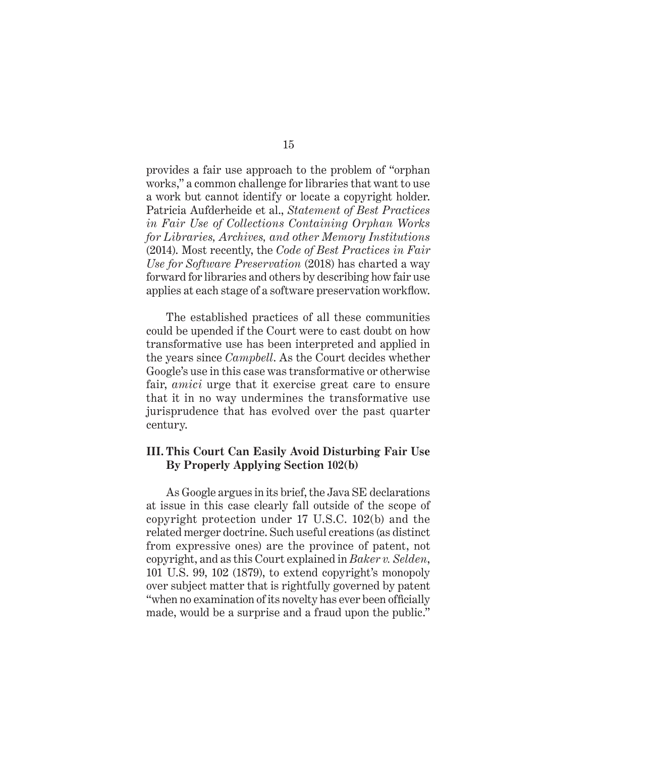provides a fair use approach to the problem of "orphan works," a common challenge for libraries that want to use a work but cannot identify or locate a copyright holder. Patricia Aufderheide et al., *Statement of Best Practices in Fair Use of Collections Containing Orphan Works for Libraries, Archives, and other Memory Institutions* (2014). Most recently, the *Code of Best Practices in Fair Use for Software Preservation* (2018) has charted a way forward for libraries and others by describing how fair use applies at each stage of a software preservation workflow.

The established practices of all these communities could be upended if the Court were to cast doubt on how transformative use has been interpreted and applied in the years since *Campbell*. As the Court decides whether Google's use in this case was transformative or otherwise fair, *amici* urge that it exercise great care to ensure that it in no way undermines the transformative use jurisprudence that has evolved over the past quarter century.

### III. This Court Can Easily Avoid Disturbing Fair Use By Properly Applying Section 102(b)

As Google argues in its brief, the Java SE declarations at issue in this case clearly fall outside of the scope of copyright protection under 17 U.S.C. 102(b) and the related merger doctrine. Such useful creations (as distinct from expressive ones) are the province of patent, not copyright, and as this Court explained in *Baker v. Selden*, 101 U.S. 99, 102 (1879), to extend copyright's monopoly over subject matter that is rightfully governed by patent "when no examination of its novelty has ever been officially made, would be a surprise and a fraud upon the public."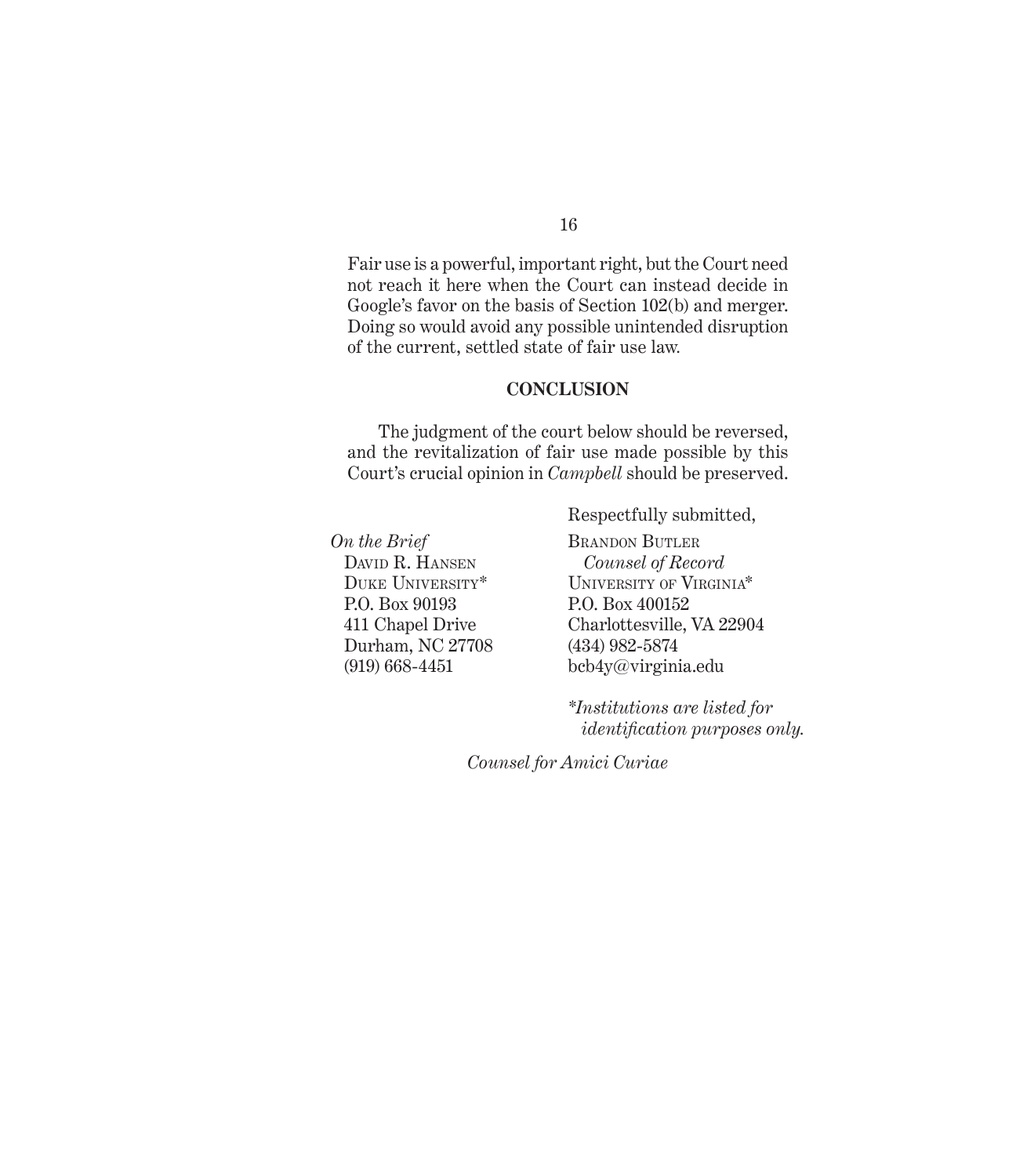Fair use is a powerful, important right, but the Court need not reach it here when the Court can instead decide in Google's favor on the basis of Section 102(b) and merger. Doing so would avoid any possible unintended disruption of the current, settled state of fair use law.

## CONCLUSION

The judgment of the court below should be reversed, and the revitalization of fair use made possible by this Court's crucial opinion in *Campbell* should be preserved.

Respectfully submitted,

BRANDON BUTLER
*Counsel of Record*
UNIVERSITY OF VIRGINIA*
P.O. Box 400152
Charlottesville, VA 22904
(434) 982-5874
bcb4y@virginia.edu

*On the Brief*
DAVID R. HANSEN
DUKE UNIVERSITY*
P.O. Box 90193
411 Chapel Drive
Durham, NC 27708
(919) 668-4451

*\*Institutions are listed for identification purposes only.*

*Counsel for Amici Curiae*